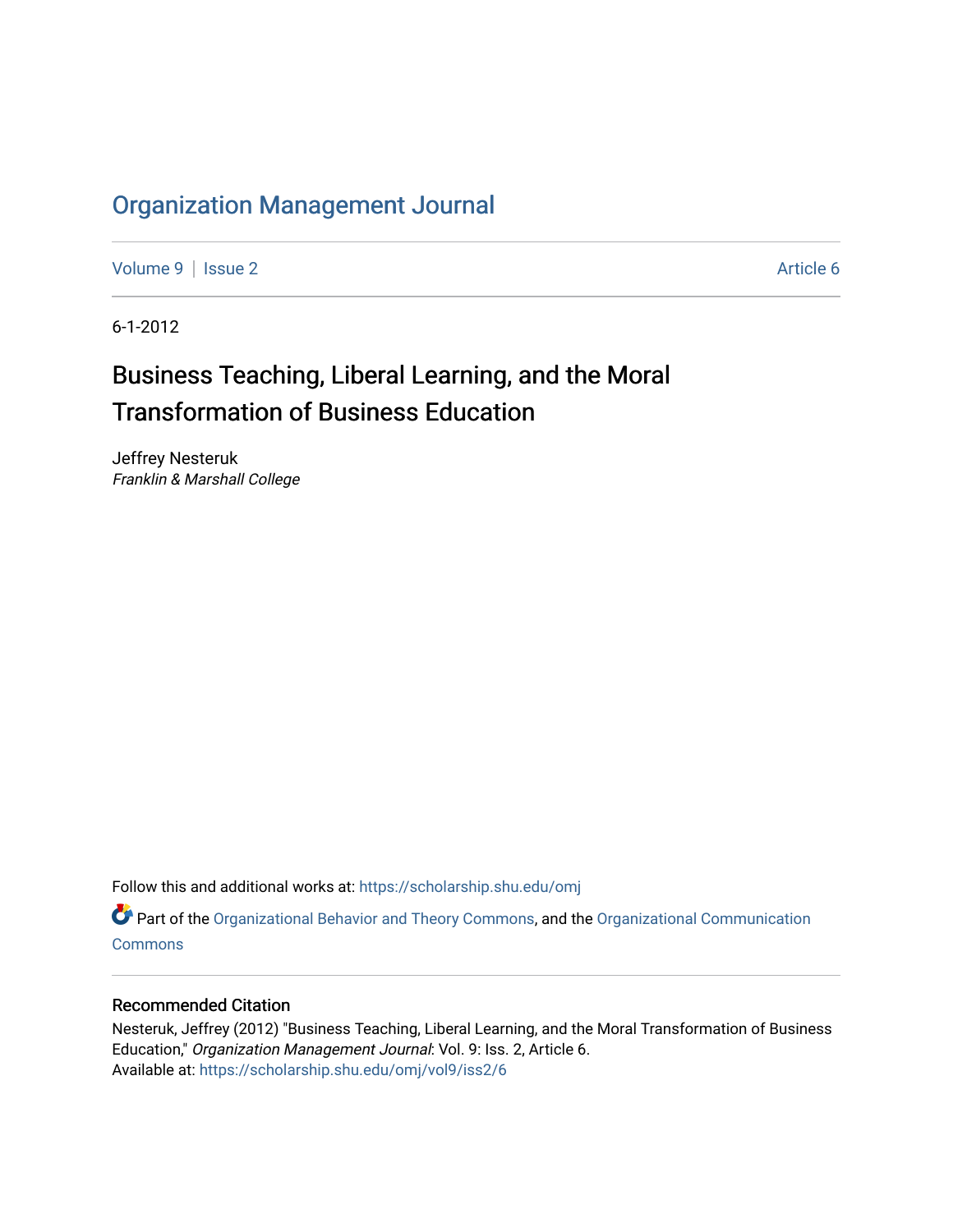# Organization Management Journal

Volume 9 | Issue 2 Article 6

6-1-2012

## Business Teaching, Liberal Learning, and the Moral Transformation of Business Education

Jeffrey Nesteruk
*Franklin & Marshall College*

Follow this and additional works at: https://scholarship.shu.edu/omj

Part of the Organizational Behavior and Theory Commons, and the Organizational Communication Commons

### Recommended Citation

Nesteruk, Jeffrey (2012) "Business Teaching, Liberal Learning, and the Moral Transformation of Business Education," *Organization Management Journal*: Vol. 9: Iss. 2, Article 6.
Available at: https://scholarship.shu.edu/omj/vol9/iss2/6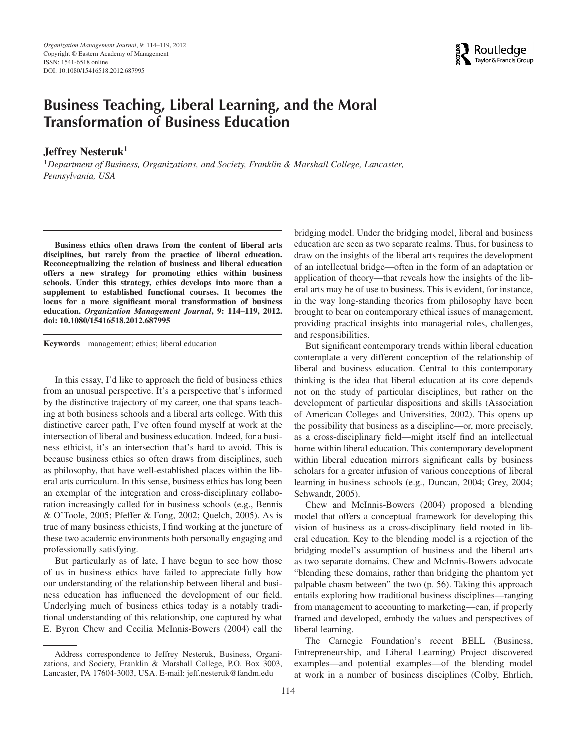# Business Teaching, Liberal Learning, and the Moral Transformation of Business Education

**Jeffrey Nesteruk**[1]

[1]*Department of Business, Organizations, and Society, Franklin & Marshall College, Lancaster, Pennsylvania, USA*

**Business ethics often draws from the content of liberal arts disciplines, but rarely from the practice of liberal education. Reconceptualizing the relation of business and liberal education offers a new strategy for promoting ethics within business schools. Under this strategy, ethics develops into more than a supplement to established functional courses. It becomes the locus for a more significant moral transformation of business education.** ***Organization Management Journal*****, 9: 114–119, 2012. doi: 10.1080/15416518.2012.687995**

**Keywords** management; ethics; liberal education

In this essay, I'd like to approach the field of business ethics from an unusual perspective. It's a perspective that's informed by the distinctive trajectory of my career, one that spans teaching at both business schools and a liberal arts college. With this distinctive career path, I've often found myself at work at the intersection of liberal and business education. Indeed, for a business ethicist, it's an intersection that's hard to avoid. This is because business ethics so often draws from disciplines, such as philosophy, that have well-established places within the liberal arts curriculum. In this sense, business ethics has long been an exemplar of the integration and cross-disciplinary collaboration increasingly called for in business schools (e.g., Bennis & O'Toole, 2005; Pfeffer & Fong, 2002; Quelch, 2005). As is true of many business ethicists, I find working at the juncture of these two academic environments both personally engaging and professionally satisfying.

But particularly as of late, I have begun to see how those of us in business ethics have failed to appreciate fully how our understanding of the relationship between liberal and business education has influenced the development of our field. Underlying much of business ethics today is a notably traditional understanding of this relationship, one captured by what E. Byron Chew and Cecilia McInnis-Bowers (2004) call the bridging model. Under the bridging model, liberal and business education are seen as two separate realms. Thus, for business to draw on the insights of the liberal arts requires the development of an intellectual bridge—often in the form of an adaptation or application of theory—that reveals how the insights of the liberal arts may be of use to business. This is evident, for instance, in the way long-standing theories from philosophy have been brought to bear on contemporary ethical issues of management, providing practical insights into managerial roles, challenges, and responsibilities.

But significant contemporary trends within liberal education contemplate a very different conception of the relationship of liberal and business education. Central to this contemporary thinking is the idea that liberal education at its core depends not on the study of particular disciplines, but rather on the development of particular dispositions and skills (Association of American Colleges and Universities, 2002). This opens up the possibility that business as a discipline—or, more precisely, as a cross-disciplinary field—might itself find an intellectual home within liberal education. This contemporary development within liberal education mirrors significant calls by business scholars for a greater infusion of various conceptions of liberal learning in business schools (e.g., Duncan, 2004; Grey, 2004; Schwandt, 2005).

Chew and McInnis-Bowers (2004) proposed a blending model that offers a conceptual framework for developing this vision of business as a cross-disciplinary field rooted in liberal education. Key to the blending model is a rejection of the bridging model's assumption of business and the liberal arts as two separate domains. Chew and McInnis-Bowers advocate "blending these domains, rather than bridging the phantom yet palpable chasm between" the two (p. 56). Taking this approach entails exploring how traditional business disciplines—ranging from management to accounting to marketing—can, if properly framed and developed, embody the values and perspectives of liberal learning.

The Carnegie Foundation's recent BELL (Business, Entrepreneurship, and Liberal Learning) Project discovered examples—and potential examples—of the blending model at work in a number of business disciplines (Colby, Ehrlich,

Address correspondence to Jeffrey Nesteruk, Business, Organizations, and Society, Franklin & Marshall College, P.O. Box 3003, Lancaster, PA 17604-3003, USA. E-mail: jeff.nesteruk@fandm.edu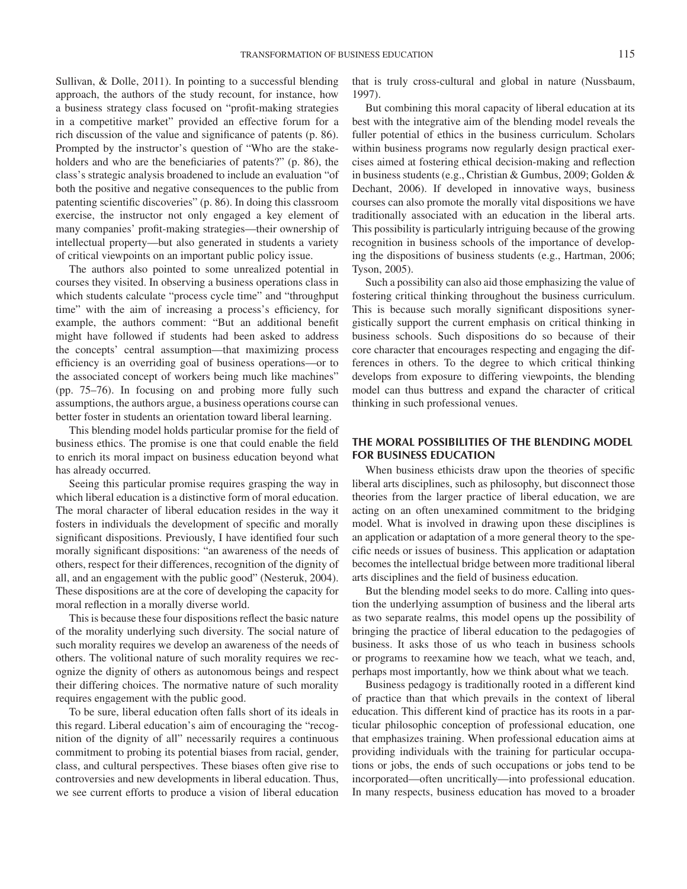Sullivan, & Dolle, 2011). In pointing to a successful blending approach, the authors of the study recount, for instance, how a business strategy class focused on "profit-making strategies in a competitive market" provided an effective forum for a rich discussion of the value and significance of patents (p. 86). Prompted by the instructor's question of "Who are the stakeholders and who are the beneficiaries of patents?" (p. 86), the class's strategic analysis broadened to include an evaluation "of both the positive and negative consequences to the public from patenting scientific discoveries" (p. 86). In doing this classroom exercise, the instructor not only engaged a key element of many companies' profit-making strategies—their ownership of intellectual property—but also generated in students a variety of critical viewpoints on an important public policy issue.

The authors also pointed to some unrealized potential in courses they visited. In observing a business operations class in which students calculate "process cycle time" and "throughput time" with the aim of increasing a process's efficiency, for example, the authors comment: "But an additional benefit might have followed if students had been asked to address the concepts' central assumption—that maximizing process efficiency is an overriding goal of business operations—or to the associated concept of workers being much like machines" (pp. 75–76). In focusing on and probing more fully such assumptions, the authors argue, a business operations course can better foster in students an orientation toward liberal learning.

This blending model holds particular promise for the field of business ethics. The promise is one that could enable the field to enrich its moral impact on business education beyond what has already occurred.

Seeing this particular promise requires grasping the way in which liberal education is a distinctive form of moral education. The moral character of liberal education resides in the way it fosters in individuals the development of specific and morally significant dispositions. Previously, I have identified four such morally significant dispositions: "an awareness of the needs of others, respect for their differences, recognition of the dignity of all, and an engagement with the public good" (Nesteruk, 2004). These dispositions are at the core of developing the capacity for moral reflection in a morally diverse world.

This is because these four dispositions reflect the basic nature of the morality underlying such diversity. The social nature of such morality requires we develop an awareness of the needs of others. The volitional nature of such morality requires we recognize the dignity of others as autonomous beings and respect their differing choices. The normative nature of such morality requires engagement with the public good.

To be sure, liberal education often falls short of its ideals in this regard. Liberal education's aim of encouraging the "recognition of the dignity of all" necessarily requires a continuous commitment to probing its potential biases from racial, gender, class, and cultural perspectives. These biases often give rise to controversies and new developments in liberal education. Thus, we see current efforts to produce a vision of liberal education that is truly cross-cultural and global in nature (Nussbaum, 1997).

But combining this moral capacity of liberal education at its best with the integrative aim of the blending model reveals the fuller potential of ethics in the business curriculum. Scholars within business programs now regularly design practical exercises aimed at fostering ethical decision-making and reflection in business students (e.g., Christian & Gumbus, 2009; Golden & Dechant, 2006). If developed in innovative ways, business courses can also promote the morally vital dispositions we have traditionally associated with an education in the liberal arts. This possibility is particularly intriguing because of the growing recognition in business schools of the importance of developing the dispositions of business students (e.g., Hartman, 2006; Tyson, 2005).

Such a possibility can also aid those emphasizing the value of fostering critical thinking throughout the business curriculum. This is because such morally significant dispositions synergistically support the current emphasis on critical thinking in business schools. Such dispositions do so because of their core character that encourages respecting and engaging the differences in others. To the degree to which critical thinking develops from exposure to differing viewpoints, the blending model can thus buttress and expand the character of critical thinking in such professional venues.

## THE MORAL POSSIBILITIES OF THE BLENDING MODEL FOR BUSINESS EDUCATION

When business ethicists draw upon the theories of specific liberal arts disciplines, such as philosophy, but disconnect those theories from the larger practice of liberal education, we are acting on an often unexamined commitment to the bridging model. What is involved in drawing upon these disciplines is an application or adaptation of a more general theory to the specific needs or issues of business. This application or adaptation becomes the intellectual bridge between more traditional liberal arts disciplines and the field of business education.

But the blending model seeks to do more. Calling into question the underlying assumption of business and the liberal arts as two separate realms, this model opens up the possibility of bringing the practice of liberal education to the pedagogies of business. It asks those of us who teach in business schools or programs to reexamine how we teach, what we teach, and, perhaps most importantly, how we think about what we teach.

Business pedagogy is traditionally rooted in a different kind of practice than that which prevails in the context of liberal education. This different kind of practice has its roots in a particular philosophic conception of professional education, one that emphasizes training. When professional education aims at providing individuals with the training for particular occupations or jobs, the ends of such occupations or jobs tend to be incorporated—often uncritically—into professional education. In many respects, business education has moved to a broader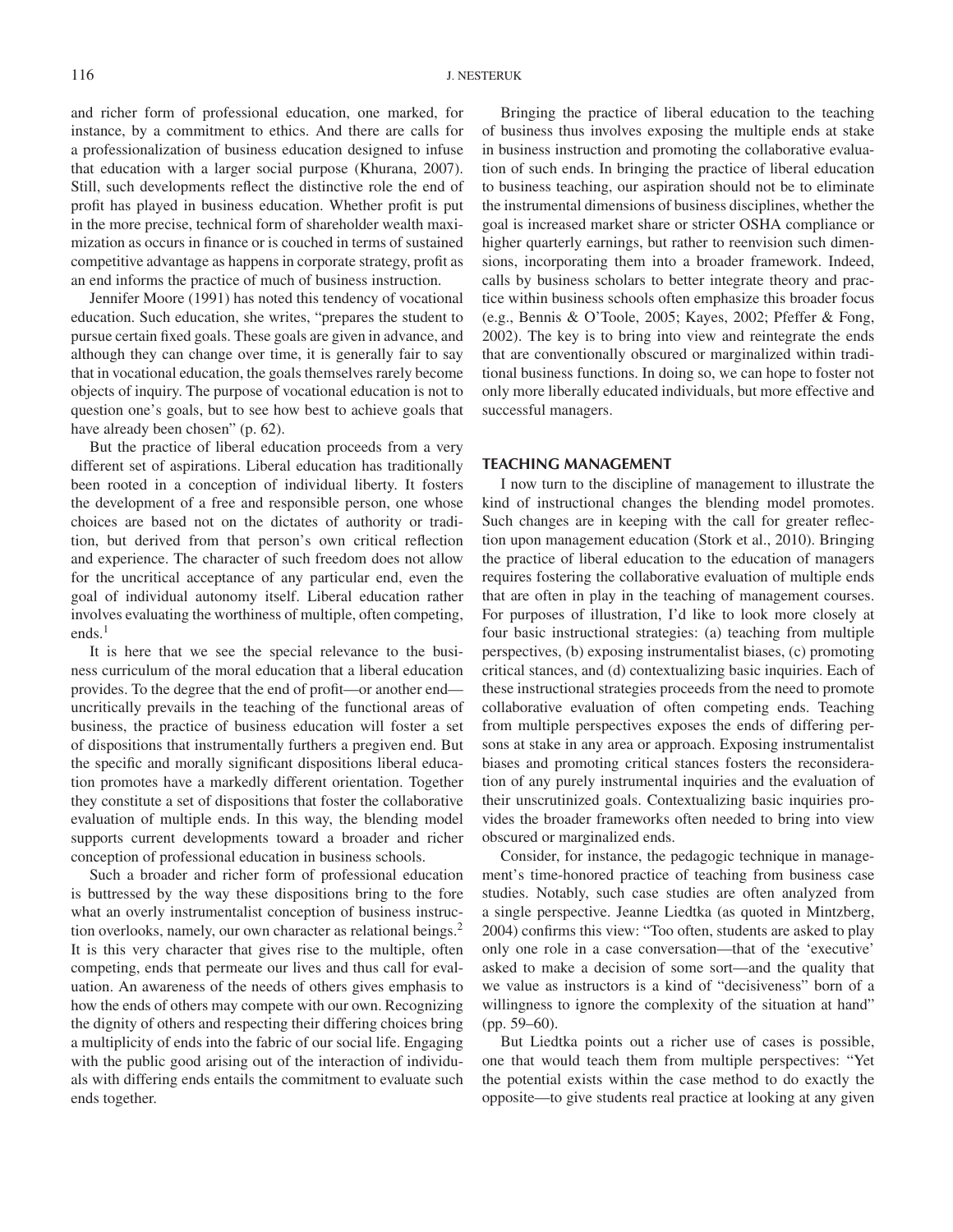and richer form of professional education, one marked, for instance, by a commitment to ethics. And there are calls for a professionalization of business education designed to infuse that education with a larger social purpose (Khurana, 2007). Still, such developments reflect the distinctive role the end of profit has played in business education. Whether profit is put in the more precise, technical form of shareholder wealth maximization as occurs in finance or is couched in terms of sustained competitive advantage as happens in corporate strategy, profit as an end informs the practice of much of business instruction.

Jennifer Moore (1991) has noted this tendency of vocational education. Such education, she writes, "prepares the student to pursue certain fixed goals. These goals are given in advance, and although they can change over time, it is generally fair to say that in vocational education, the goals themselves rarely become objects of inquiry. The purpose of vocational education is not to question one's goals, but to see how best to achieve goals that have already been chosen" (p. 62).

But the practice of liberal education proceeds from a very different set of aspirations. Liberal education has traditionally been rooted in a conception of individual liberty. It fosters the development of a free and responsible person, one whose choices are based not on the dictates of authority or tradition, but derived from that person's own critical reflection and experience. The character of such freedom does not allow for the uncritical acceptance of any particular end, even the goal of individual autonomy itself. Liberal education rather involves evaluating the worthiness of multiple, often competing, ends.[1]

It is here that we see the special relevance to the business curriculum of the moral education that a liberal education provides. To the degree that the end of profit—or another end—uncritically prevails in the teaching of the functional areas of business, the practice of business education will foster a set of dispositions that instrumentally furthers a pregiven end. But the specific and morally significant dispositions liberal education promotes have a markedly different orientation. Together they constitute a set of dispositions that foster the collaborative evaluation of multiple ends. In this way, the blending model supports current developments toward a broader and richer conception of professional education in business schools.

Such a broader and richer form of professional education is buttressed by the way these dispositions bring to the fore what an overly instrumentalist conception of business instruction overlooks, namely, our own character as relational beings.[2] It is this very character that gives rise to the multiple, often competing, ends that permeate our lives and thus call for evaluation. An awareness of the needs of others gives emphasis to how the ends of others may compete with our own. Recognizing the dignity of others and respecting their differing choices bring a multiplicity of ends into the fabric of our social life. Engaging with the public good arising out of the interaction of individuals with differing ends entails the commitment to evaluate such ends together.

Bringing the practice of liberal education to the teaching of business thus involves exposing the multiple ends at stake in business instruction and promoting the collaborative evaluation of such ends. In bringing the practice of liberal education to business teaching, our aspiration should not be to eliminate the instrumental dimensions of business disciplines, whether the goal is increased market share or stricter OSHA compliance or higher quarterly earnings, but rather to reenvision such dimensions, incorporating them into a broader framework. Indeed, calls by business scholars to better integrate theory and practice within business schools often emphasize this broader focus (e.g., Bennis & O'Toole, 2005; Kayes, 2002; Pfeffer & Fong, 2002). The key is to bring into view and reintegrate the ends that are conventionally obscured or marginalized within traditional business functions. In doing so, we can hope to foster not only more liberally educated individuals, but more effective and successful managers.

## TEACHING MANAGEMENT

I now turn to the discipline of management to illustrate the kind of instructional changes the blending model promotes. Such changes are in keeping with the call for greater reflection upon management education (Stork et al., 2010). Bringing the practice of liberal education to the education of managers requires fostering the collaborative evaluation of multiple ends that are often in play in the teaching of management courses. For purposes of illustration, I'd like to look more closely at four basic instructional strategies: (a) teaching from multiple perspectives, (b) exposing instrumentalist biases, (c) promoting critical stances, and (d) contextualizing basic inquiries. Each of these instructional strategies proceeds from the need to promote collaborative evaluation of often competing ends. Teaching from multiple perspectives exposes the ends of differing persons at stake in any area or approach. Exposing instrumentalist biases and promoting critical stances fosters the reconsideration of any purely instrumental inquiries and the evaluation of their unscrutinized goals. Contextualizing basic inquiries provides the broader frameworks often needed to bring into view obscured or marginalized ends.

Consider, for instance, the pedagogic technique in management's time-honored practice of teaching from business case studies. Notably, such case studies are often analyzed from a single perspective. Jeanne Liedtka (as quoted in Mintzberg, 2004) confirms this view: "Too often, students are asked to play only one role in a case conversation—that of the 'executive' asked to make a decision of some sort—and the quality that we value as instructors is a kind of "decisiveness" born of a willingness to ignore the complexity of the situation at hand" (pp. 59–60).

But Liedtka points out a richer use of cases is possible, one that would teach them from multiple perspectives: "Yet the potential exists within the case method to do exactly the opposite—to give students real practice at looking at any given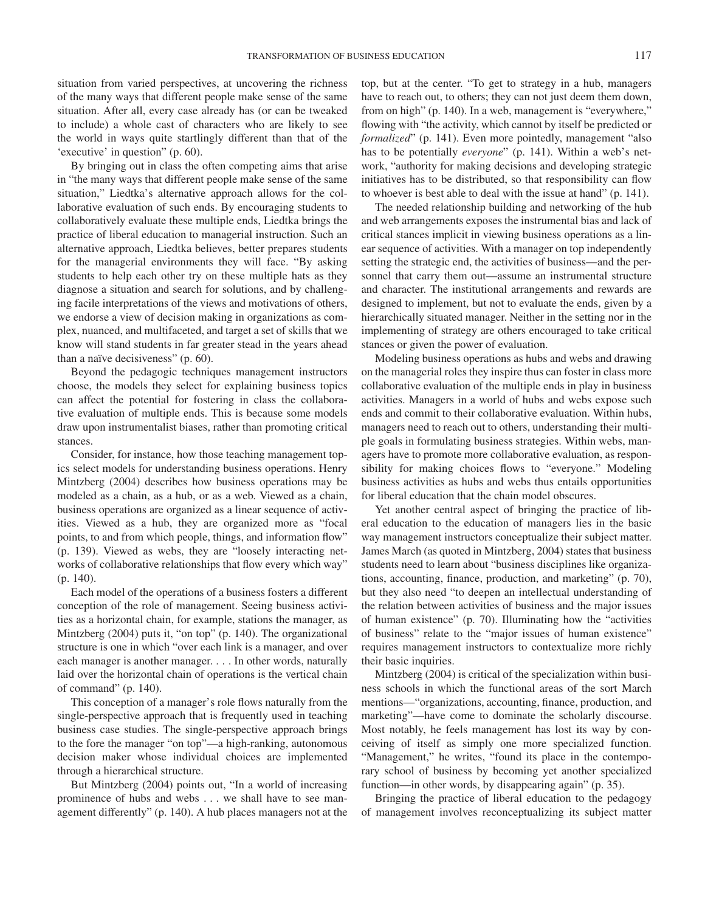situation from varied perspectives, at uncovering the richness of the many ways that different people make sense of the same situation. After all, every case already has (or can be tweaked to include) a whole cast of characters who are likely to see the world in ways quite startlingly different than that of the 'executive' in question" (p. 60).

By bringing out in class the often competing aims that arise in "the many ways that different people make sense of the same situation," Liedtka's alternative approach allows for the collaborative evaluation of such ends. By encouraging students to collaboratively evaluate these multiple ends, Liedtka brings the practice of liberal education to managerial instruction. Such an alternative approach, Liedtka believes, better prepares students for the managerial environments they will face. "By asking students to help each other try on these multiple hats as they diagnose a situation and search for solutions, and by challenging facile interpretations of the views and motivations of others, we endorse a view of decision making in organizations as complex, nuanced, and multifaceted, and target a set of skills that we know will stand students in far greater stead in the years ahead than a naïve decisiveness" (p. 60).

Beyond the pedagogic techniques management instructors choose, the models they select for explaining business topics can affect the potential for fostering in class the collaborative evaluation of multiple ends. This is because some models draw upon instrumentalist biases, rather than promoting critical stances.

Consider, for instance, how those teaching management topics select models for understanding business operations. Henry Mintzberg (2004) describes how business operations may be modeled as a chain, as a hub, or as a web. Viewed as a chain, business operations are organized as a linear sequence of activities. Viewed as a hub, they are organized more as "focal points, to and from which people, things, and information flow" (p. 139). Viewed as webs, they are "loosely interacting networks of collaborative relationships that flow every which way" (p. 140).

Each model of the operations of a business fosters a different conception of the role of management. Seeing business activities as a horizontal chain, for example, stations the manager, as Mintzberg (2004) puts it, "on top" (p. 140). The organizational structure is one in which "over each link is a manager, and over each manager is another manager. . . . In other words, naturally laid over the horizontal chain of operations is the vertical chain of command" (p. 140).

This conception of a manager's role flows naturally from the single-perspective approach that is frequently used in teaching business case studies. The single-perspective approach brings to the fore the manager "on top"—a high-ranking, autonomous decision maker whose individual choices are implemented through a hierarchical structure.

But Mintzberg (2004) points out, "In a world of increasing prominence of hubs and webs . . . we shall have to see management differently" (p. 140). A hub places managers not at the top, but at the center. "To get to strategy in a hub, managers have to reach out, to others; they can not just deem them down, from on high" (p. 140). In a web, management is "everywhere," flowing with "the activity, which cannot by itself be predicted or *formalized*" (p. 141). Even more pointedly, management "also has to be potentially *everyone*" (p. 141). Within a web's network, "authority for making decisions and developing strategic initiatives has to be distributed, so that responsibility can flow to whoever is best able to deal with the issue at hand" (p. 141).

The needed relationship building and networking of the hub and web arrangements exposes the instrumental bias and lack of critical stances implicit in viewing business operations as a linear sequence of activities. With a manager on top independently setting the strategic end, the activities of business—and the personnel that carry them out—assume an instrumental structure and character. The institutional arrangements and rewards are designed to implement, but not to evaluate the ends, given by a hierarchically situated manager. Neither in the setting nor in the implementing of strategy are others encouraged to take critical stances or given the power of evaluation.

Modeling business operations as hubs and webs and drawing on the managerial roles they inspire thus can foster in class more collaborative evaluation of the multiple ends in play in business activities. Managers in a world of hubs and webs expose such ends and commit to their collaborative evaluation. Within hubs, managers need to reach out to others, understanding their multiple goals in formulating business strategies. Within webs, managers have to promote more collaborative evaluation, as responsibility for making choices flows to "everyone." Modeling business activities as hubs and webs thus entails opportunities for liberal education that the chain model obscures.

Yet another central aspect of bringing the practice of liberal education to the education of managers lies in the basic way management instructors conceptualize their subject matter. James March (as quoted in Mintzberg, 2004) states that business students need to learn about "business disciplines like organizations, accounting, finance, production, and marketing" (p. 70), but they also need "to deepen an intellectual understanding of the relation between activities of business and the major issues of human existence" (p. 70). Illuminating how the "activities of business" relate to the "major issues of human existence" requires management instructors to contextualize more richly their basic inquiries.

Mintzberg (2004) is critical of the specialization within business schools in which the functional areas of the sort March mentions—"organizations, accounting, finance, production, and marketing"—have come to dominate the scholarly discourse. Most notably, he feels management has lost its way by conceiving of itself as simply one more specialized function. "Management," he writes, "found its place in the contemporary school of business by becoming yet another specialized function—in other words, by disappearing again" (p. 35).

Bringing the practice of liberal education to the pedagogy of management involves reconceptualizing its subject matter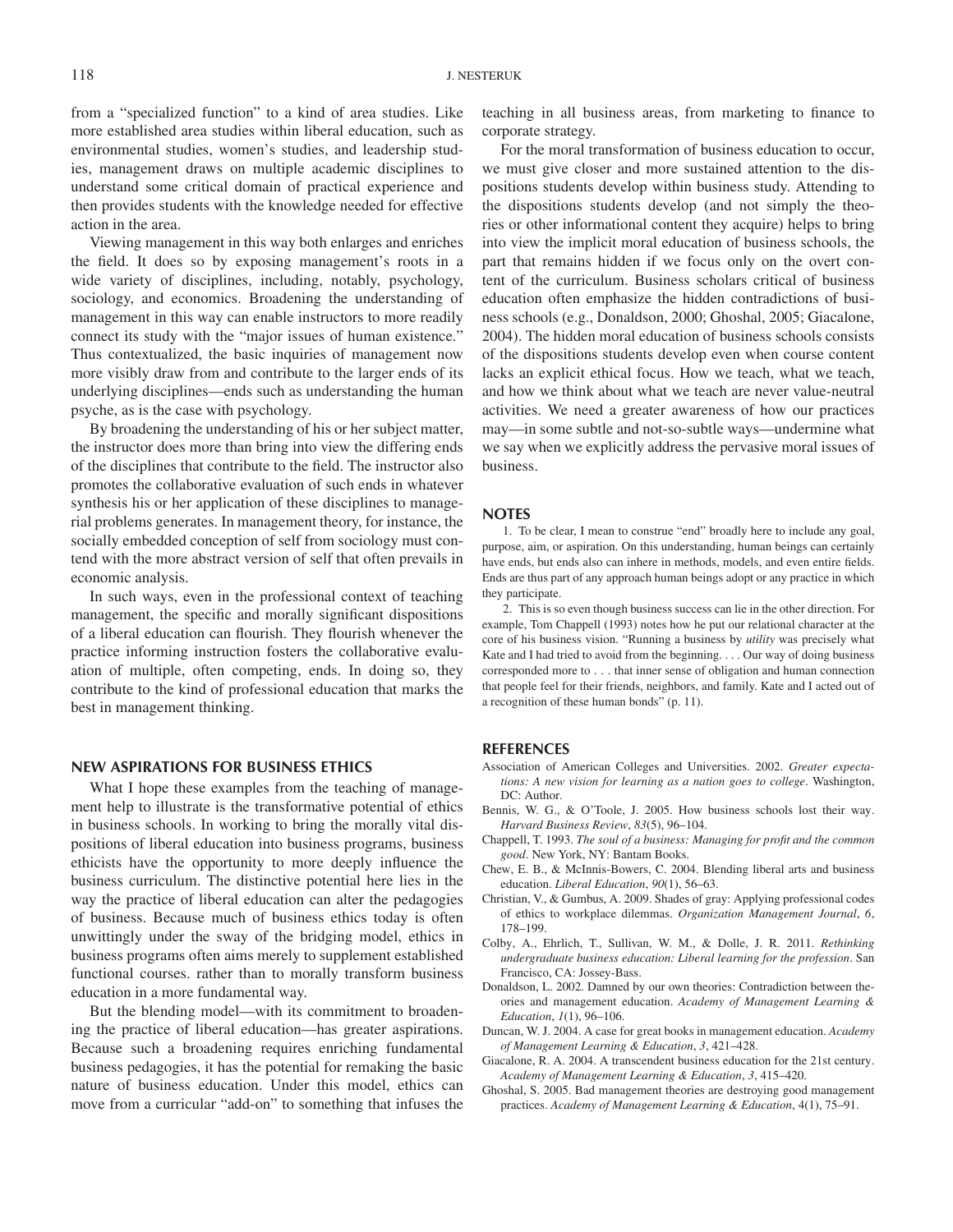from a "specialized function" to a kind of area studies. Like more established area studies within liberal education, such as environmental studies, women's studies, and leadership studies, management draws on multiple academic disciplines to understand some critical domain of practical experience and then provides students with the knowledge needed for effective action in the area.

Viewing management in this way both enlarges and enriches the field. It does so by exposing management's roots in a wide variety of disciplines, including, notably, psychology, sociology, and economics. Broadening the understanding of management in this way can enable instructors to more readily connect its study with the "major issues of human existence." Thus contextualized, the basic inquiries of management now more visibly draw from and contribute to the larger ends of its underlying disciplines—ends such as understanding the human psyche, as is the case with psychology.

By broadening the understanding of his or her subject matter, the instructor does more than bring into view the differing ends of the disciplines that contribute to the field. The instructor also promotes the collaborative evaluation of such ends in whatever synthesis his or her application of these disciplines to managerial problems generates. In management theory, for instance, the socially embedded conception of self from sociology must contend with the more abstract version of self that often prevails in economic analysis.

In such ways, even in the professional context of teaching management, the specific and morally significant dispositions of a liberal education can flourish. They flourish whenever the practice informing instruction fosters the collaborative evaluation of multiple, often competing, ends. In doing so, they contribute to the kind of professional education that marks the best in management thinking.

## NEW ASPIRATIONS FOR BUSINESS ETHICS

What I hope these examples from the teaching of management help to illustrate is the transformative potential of ethics in business schools. In working to bring the morally vital dispositions of liberal education into business programs, business ethicists have the opportunity to more deeply influence the business curriculum. The distinctive potential here lies in the way the practice of liberal education can alter the pedagogies of business. Because much of business ethics today is often unwittingly under the sway of the bridging model, ethics in business programs often aims merely to supplement established functional courses. rather than to morally transform business education in a more fundamental way.

But the blending model—with its commitment to broadening the practice of liberal education—has greater aspirations. Because such a broadening requires enriching fundamental business pedagogies, it has the potential for remaking the basic nature of business education. Under this model, ethics can move from a curricular "add-on" to something that infuses the teaching in all business areas, from marketing to finance to corporate strategy.

For the moral transformation of business education to occur, we must give closer and more sustained attention to the dispositions students develop within business study. Attending to the dispositions students develop (and not simply the theories or other informational content they acquire) helps to bring into view the implicit moral education of business schools, the part that remains hidden if we focus only on the overt content of the curriculum. Business scholars critical of business education often emphasize the hidden contradictions of business schools (e.g., Donaldson, 2000; Ghoshal, 2005; Giacalone, 2004). The hidden moral education of business schools consists of the dispositions students develop even when course content lacks an explicit ethical focus. How we teach, what we teach, and how we think about what we teach are never value-neutral activities. We need a greater awareness of how our practices may—in some subtle and not-so-subtle ways—undermine what we say when we explicitly address the pervasive moral issues of business.

## NOTES

1. To be clear, I mean to construe "end" broadly here to include any goal, purpose, aim, or aspiration. On this understanding, human beings can certainly have ends, but ends also can inhere in methods, models, and even entire fields. Ends are thus part of any approach human beings adopt or any practice in which they participate.

2. This is so even though business success can lie in the other direction. For example, Tom Chappell (1993) notes how he put our relational character at the core of his business vision. "Running a business by *utility* was precisely what Kate and I had tried to avoid from the beginning. . . . Our way of doing business corresponded more to . . . that inner sense of obligation and human connection that people feel for their friends, neighbors, and family. Kate and I acted out of a recognition of these human bonds" (p. 11).

## REFERENCES

Association of American Colleges and Universities. 2002. *Greater expectations: A new vision for learning as a nation goes to college*. Washington, DC: Author.

Bennis, W. G., & O'Toole, J. 2005. How business schools lost their way. *Harvard Business Review*, *83*(5), 96–104.

Chappell, T. 1993. *The soul of a business: Managing for profit and the common good*. New York, NY: Bantam Books.

Chew, E. B., & McInnis-Bowers, C. 2004. Blending liberal arts and business education. *Liberal Education*, *90*(1), 56–63.

Christian, V., & Gumbus, A. 2009. Shades of gray: Applying professional codes of ethics to workplace dilemmas. *Organization Management Journal*, *6*, 178–199.

Colby, A., Ehrlich, T., Sullivan, W. M., & Dolle, J. R. 2011. *Rethinking undergraduate business education: Liberal learning for the profession*. San Francisco, CA: Jossey-Bass.

Donaldson, L. 2002. Damned by our own theories: Contradiction between theories and management education. *Academy of Management Learning & Education*, *1*(1), 96–106.

Duncan, W. J. 2004. A case for great books in management education. *Academy of Management Learning & Education*, *3*, 421–428.

Giacalone, R. A. 2004. A transcendent business education for the 21st century. *Academy of Management Learning & Education*, *3*, 415–420.

Ghoshal, S. 2005. Bad management theories are destroying good management practices. *Academy of Management Learning & Education*, 4(1), 75–91.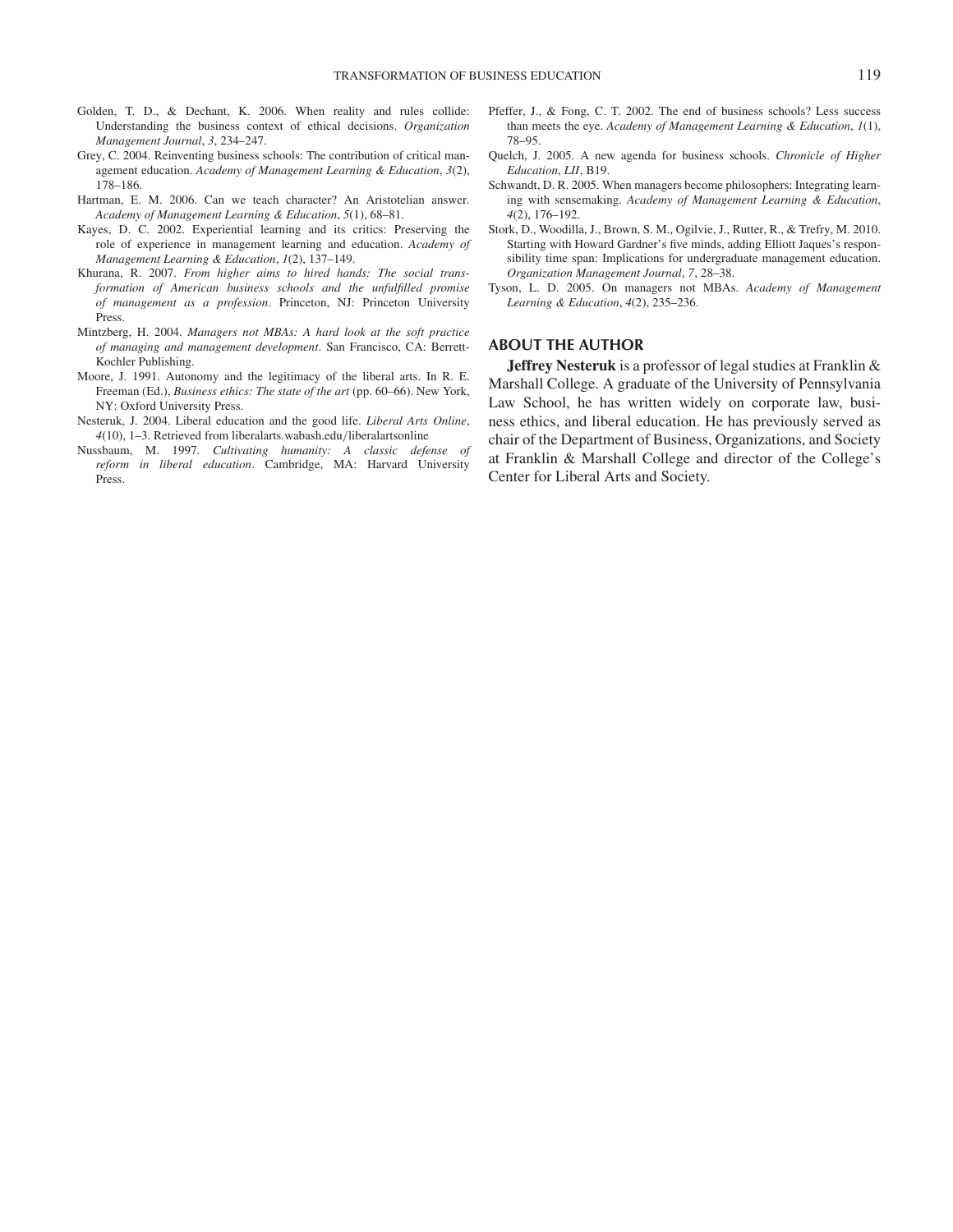Golden, T. D., & Dechant, K. 2006. When reality and rules collide: Understanding the business context of ethical decisions. *Organization Management Journal*, *3*, 234–247.

Grey, C. 2004. Reinventing business schools: The contribution of critical management education. *Academy of Management Learning & Education*, *3*(2), 178–186.

Hartman, E. M. 2006. Can we teach character? An Aristotelian answer. *Academy of Management Learning & Education*, *5*(1), 68–81.

Kayes, D. C. 2002. Experiential learning and its critics: Preserving the role of experience in management learning and education. *Academy of Management Learning & Education*, *1*(2), 137–149.

Khurana, R. 2007. *From higher aims to hired hands: The social transformation of American business schools and the unfulfilled promise of management as a profession*. Princeton, NJ: Princeton University Press.

Mintzberg, H. 2004. *Managers not MBAs: A hard look at the soft practice of managing and management development*. San Francisco, CA: Berrett-Kochler Publishing.

Moore, J. 1991. Autonomy and the legitimacy of the liberal arts. In R. E. Freeman (Ed.), *Business ethics: The state of the art* (pp. 60–66). New York, NY: Oxford University Press.

Nesteruk, J. 2004. Liberal education and the good life. *Liberal Arts Online*, *4*(10), 1–3. Retrieved from liberalarts.wabash.edu/liberalartsonline

Nussbaum, M. 1997. *Cultivating humanity: A classic defense of reform in liberal education*. Cambridge, MA: Harvard University Press.

Pfeffer, J., & Fong, C. T. 2002. The end of business schools? Less success than meets the eye. *Academy of Management Learning & Education*, *1*(1), 78–95.

Quelch, J. 2005. A new agenda for business schools. *Chronicle of Higher Education*, *LII*, B19.

Schwandt, D. R. 2005. When managers become philosophers: Integrating learning with sensemaking. *Academy of Management Learning & Education*, *4*(2), 176–192.

Stork, D., Woodilla, J., Brown, S. M., Ogilvie, J., Rutter, R., & Trefry, M. 2010. Starting with Howard Gardner's five minds, adding Elliott Jaques's responsibility time span: Implications for undergraduate management education. *Organization Management Journal*, *7*, 28–38.

Tyson, L. D. 2005. On managers not MBAs. *Academy of Management Learning & Education*, *4*(2), 235–236.

## ABOUT THE AUTHOR

**Jeffrey Nesteruk** is a professor of legal studies at Franklin & Marshall College. A graduate of the University of Pennsylvania Law School, he has written widely on corporate law, business ethics, and liberal education. He has previously served as chair of the Department of Business, Organizations, and Society at Franklin & Marshall College and director of the College's Center for Liberal Arts and Society.